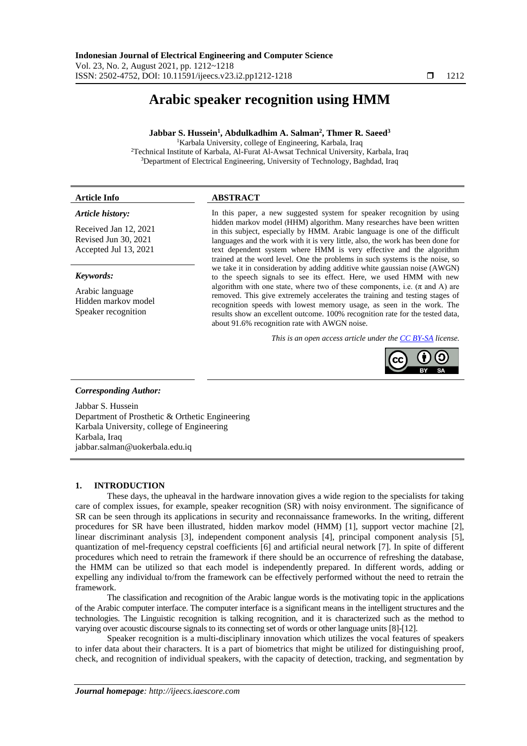# Arabic speaker recognition using HMM

**Jabbar S. Hussein[1], Abdulkadhim A. Salman[2], Thmer R. Saeed[3]**

[1]Karbala University, college of Engineering, Karbala, Iraq
[2]Technical Institute of Karbala, Al-Furat Al-Awsat Technical University, Karbala, Iraq
[3]Department of Electrical Engineering, University of Technology, Baghdad, Iraq

### Article Info

*Article history:*

Received Jan 12, 2021
Revised Jun 30, 2021
Accepted Jul 13, 2021

*Keywords:*

Arabic language
Hidden markov model
Speaker recognition

### ABSTRACT

In this paper, a new suggested system for speaker recognition by using hidden markov model (HHM) algorithm. Many researches have been written in this subject, especially by HMM. Arabic language is one of the difficult languages and the work with it is very little, also, the work has been done for text dependent system where HMM is very effective and the algorithm trained at the word level. One the problems in such systems is the noise, so we take it in consideration by adding additive white gaussian noise (AWGN) to the speech signals to see its effect. Here, we used HMM with new algorithm with one state, where two of these components, i.e. ($\pi$ and A) are removed. This give extremely accelerates the training and testing stages of recognition speeds with lowest memory usage, as seen in the work. The results show an excellent outcome. 100% recognition rate for the tested data, about 91.6% recognition rate with AWGN noise.

*This is an open access article under the CC BY-SA license.*

### *Corresponding Author:*

Jabbar S. Hussein
Department of Prosthetic & Orthetic Engineering
Karbala University, college of Engineering
Karbala, Iraq
jabbar.salman@uokerbala.edu.iq

## 1. INTRODUCTION

These days, the upheaval in the hardware innovation gives a wide region to the specialists for taking care of complex issues, for example, speaker recognition (SR) with noisy environment. The significance of SR can be seen through its applications in security and reconnaissance frameworks. In the writing, different procedures for SR have been illustrated, hidden markov model (HMM) [1], support vector machine [2], linear discriminant analysis [3], independent component analysis [4], principal component analysis [5], quantization of mel-frequency cepstral coefficients [6] and artificial neural network [7]. In spite of different procedures which need to retrain the framework if there should be an occurrence of refreshing the database, the HMM can be utilized so that each model is independently prepared. In different words, adding or expelling any individual to/from the framework can be effectively performed without the need to retrain the framework.

The classification and recognition of the Arabic langue words is the motivating topic in the applications of the Arabic computer interface. The computer interface is a significant means in the intelligent structures and the technologies. The Linguistic recognition is talking recognition, and it is characterized such as the method to varying over acoustic discourse signals to its connecting set of words or other language units [8]-[12].

Speaker recognition is a multi-disciplinary innovation which utilizes the vocal features of speakers to infer data about their characters. It is a part of biometrics that might be utilized for distinguishing proof, check, and recognition of individual speakers, with the capacity of detection, tracking, and segmentation by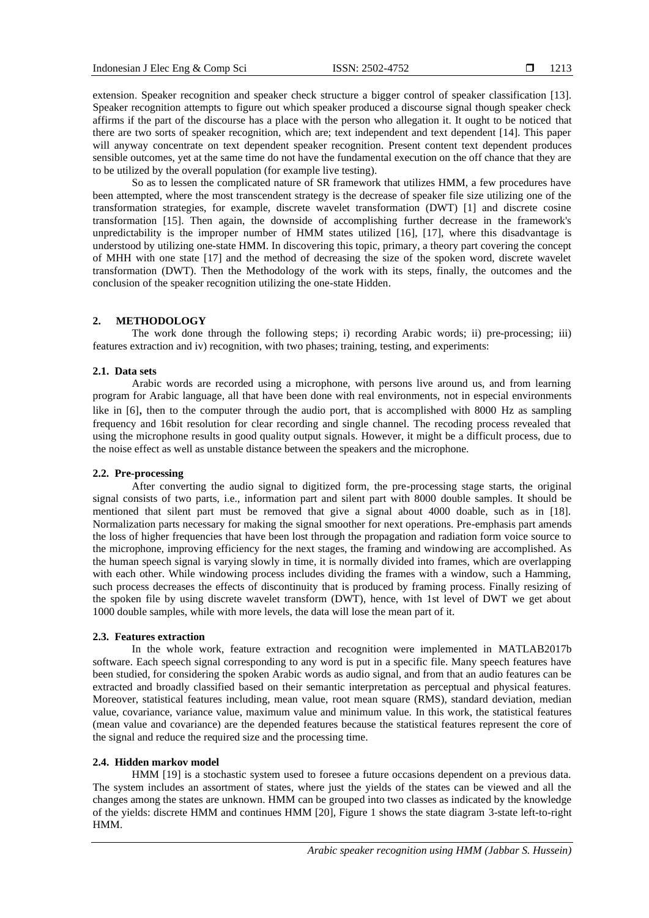extension. Speaker recognition and speaker check structure a bigger control of speaker classification [13]. Speaker recognition attempts to figure out which speaker produced a discourse signal though speaker check affirms if the part of the discourse has a place with the person who allegation it. It ought to be noticed that there are two sorts of speaker recognition, which are; text independent and text dependent [14]. This paper will anyway concentrate on text dependent speaker recognition. Present content text dependent produces sensible outcomes, yet at the same time do not have the fundamental execution on the off chance that they are to be utilized by the overall population (for example live testing).

So as to lessen the complicated nature of SR framework that utilizes HMM, a few procedures have been attempted, where the most transcendent strategy is the decrease of speaker file size utilizing one of the transformation strategies, for example, discrete wavelet transformation (DWT) [1] and discrete cosine transformation [15]. Then again, the downside of accomplishing further decrease in the framework's unpredictability is the improper number of HMM states utilized [16], [17], where this disadvantage is understood by utilizing one-state HMM. In discovering this topic, primary, a theory part covering the concept of MHH with one state [17] and the method of decreasing the size of the spoken word, discrete wavelet transformation (DWT). Then the Methodology of the work with its steps, finally, the outcomes and the conclusion of the speaker recognition utilizing the one-state Hidden.

## 2. METHODOLOGY

The work done through the following steps; i) recording Arabic words; ii) pre-processing; iii) features extraction and iv) recognition, with two phases; training, testing, and experiments:

### 2.1. Data sets

Arabic words are recorded using a microphone, with persons live around us, and from learning program for Arabic language, all that have been done with real environments, not in especial environments like in [6], then to the computer through the audio port, that is accomplished with 8000 Hz as sampling frequency and 16bit resolution for clear recording and single channel. The recoding process revealed that using the microphone results in good quality output signals. However, it might be a difficult process, due to the noise effect as well as unstable distance between the speakers and the microphone.

### 2.2. Pre-processing

After converting the audio signal to digitized form, the pre-processing stage starts, the original signal consists of two parts, i.e., information part and silent part with 8000 double samples. It should be mentioned that silent part must be removed that give a signal about 4000 doable, such as in [18]. Normalization parts necessary for making the signal smoother for next operations. Pre-emphasis part amends the loss of higher frequencies that have been lost through the propagation and radiation form voice source to the microphone, improving efficiency for the next stages, the framing and windowing are accomplished. As the human speech signal is varying slowly in time, it is normally divided into frames, which are overlapping with each other. While windowing process includes dividing the frames with a window, such a Hamming, such process decreases the effects of discontinuity that is produced by framing process. Finally resizing of the spoken file by using discrete wavelet transform (DWT), hence, with 1st level of DWT we get about 1000 double samples, while with more levels, the data will lose the mean part of it.

### 2.3. Features extraction

In the whole work, feature extraction and recognition were implemented in MATLAB2017b software. Each speech signal corresponding to any word is put in a specific file. Many speech features have been studied, for considering the spoken Arabic words as audio signal, and from that an audio features can be extracted and broadly classified based on their semantic interpretation as perceptual and physical features. Moreover, statistical features including, mean value, root mean square (RMS), standard deviation, median value, covariance, variance value, maximum value and minimum value. In this work, the statistical features (mean value and covariance) are the depended features because the statistical features represent the core of the signal and reduce the required size and the processing time.

### 2.4. Hidden markov model

HMM [19] is a stochastic system used to foresee a future occasions dependent on a previous data. The system includes an assortment of states, where just the yields of the states can be viewed and all the changes among the states are unknown. HMM can be grouped into two classes as indicated by the knowledge of the yields: discrete HMM and continues HMM [20], Figure 1 shows the state diagram 3-state left-to-right HMM.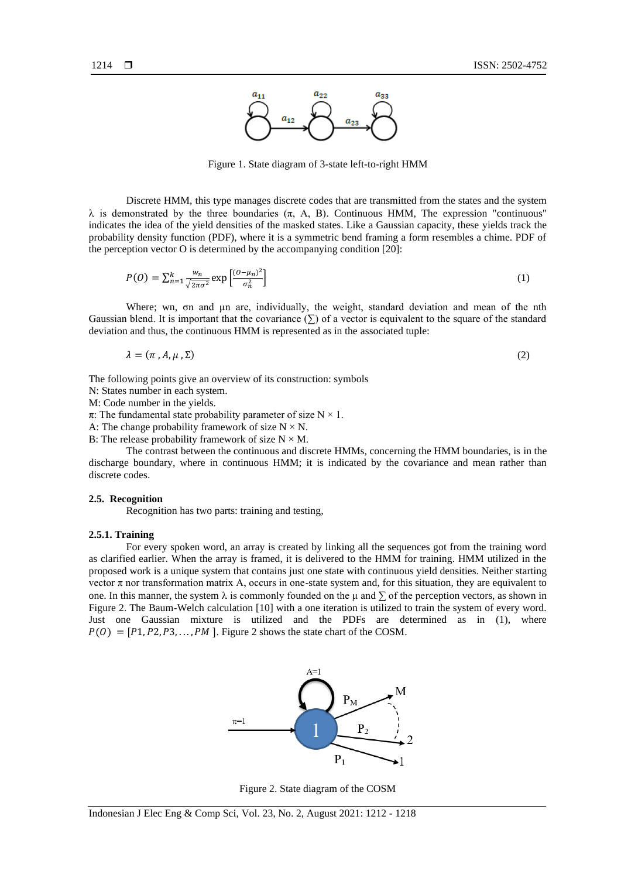Figure 1. State diagram of 3-state left-to-right HMM

Discrete HMM, this type manages discrete codes that are transmitted from the states and the system λ is demonstrated by the three boundaries (π, A, B). Continuous HMM, The expression "continuous" indicates the idea of the yield densities of the masked states. Like a Gaussian capacity, these yields track the probability density function (PDF), where it is a symmetric bend framing a form resembles a chime. PDF of the perception vector O is determined by the accompanying condition [20]:

$$P(O) = \sum_{n=1}^{k} \frac{w_n}{\sqrt{2\pi\sigma^2}} \exp\left[\frac{(O-\mu_n)^2}{\sigma_n^2}\right] \quad (1)$$

Where; wn, σn and μn are, individually, the weight, standard deviation and mean of the nth Gaussian blend. It is important that the covariance (∑) of a vector is equivalent to the square of the standard deviation and thus, the continuous HMM is represented as in the associated tuple:

$$\lambda = (\pi, A, \mu, \Sigma) \quad (2)$$

The following points give an overview of its construction: symbols
N: States number in each system.
M: Code number in the yields.
π: The fundamental state probability parameter of size N × 1.
A: The change probability framework of size N × N.
B: The release probability framework of size N × M.

The contrast between the continuous and discrete HMMs, concerning the HMM boundaries, is in the discharge boundary, where in continuous HMM; it is indicated by the covariance and mean rather than discrete codes.

### 2.5. Recognition

Recognition has two parts: training and testing,

#### 2.5.1. Training

For every spoken word, an array is created by linking all the sequences got from the training word as clarified earlier. When the array is framed, it is delivered to the HMM for training. HMM utilized in the proposed work is a unique system that contains just one state with continuous yield densities. Neither starting vector π nor transformation matrix A, occurs in one-state system and, for this situation, they are equivalent to one. In this manner, the system λ is commonly founded on the μ and ∑ of the perception vectors, as shown in Figure 2. The Baum-Welch calculation [10] with a one iteration is utilized to train the system of every word. Just one Gaussian mixture is utilized and the PDFs are determined as in (1), where $P(O) = [P1, P2, P3, \ldots, PM]$. Figure 2 shows the state chart of the COSM.

Figure 2. State diagram of the COSM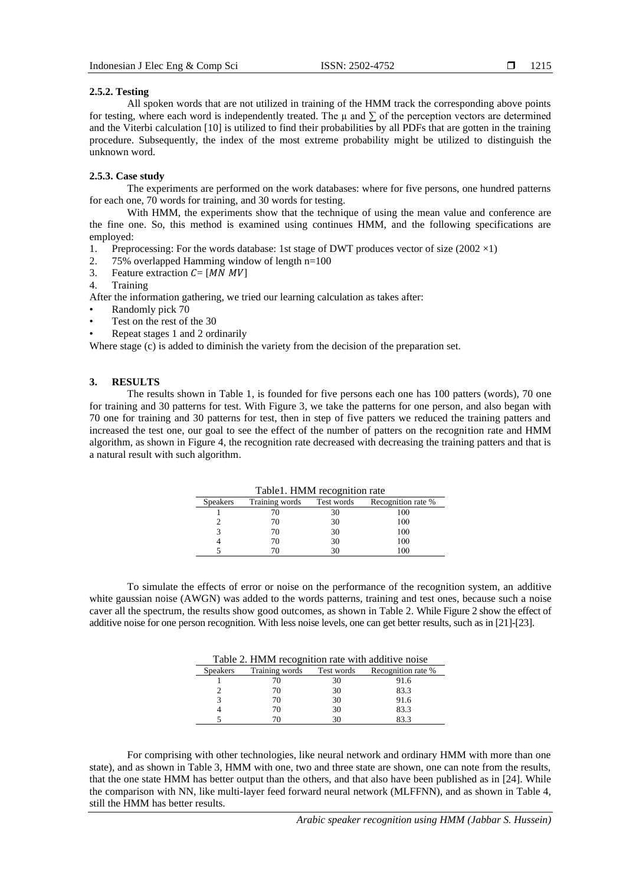#### 2.5.2. Testing

All spoken words that are not utilized in training of the HMM track the corresponding above points for testing, where each word is independently treated. The μ and ∑ of the perception vectors are determined and the Viterbi calculation [10] is utilized to find their probabilities by all PDFs that are gotten in the training procedure. Subsequently, the index of the most extreme probability might be utilized to distinguish the unknown word.

#### 2.5.3. Case study

The experiments are performed on the work databases: where for five persons, one hundred patterns for each one, 70 words for training, and 30 words for testing.

With HMM, the experiments show that the technique of using the mean value and conference are the fine one. So, this method is examined using continues HMM, and the following specifications are employed:

1. Preprocessing: For the words database: 1st stage of DWT produces vector of size $(2002 \times 1)$
2. 75% overlapped Hamming window of length n=100
3. Feature extraction $C = [MN\ MV]$
4. Training

After the information gathering, we tried our learning calculation as takes after:

- Randomly pick 70
- Test on the rest of the 30
- Repeat stages 1 and 2 ordinarily

Where stage (c) is added to diminish the variety from the decision of the preparation set.

## 3. RESULTS

The results shown in Table 1, is founded for five persons each one has 100 patters (words), 70 one for training and 30 patterns for test. With Figure 3, we take the patterns for one person, and also began with 70 one for training and 30 patterns for test, then in step of five patters we reduced the training patterns and increased the test one, our goal to see the effect of the number of patters on the recognition rate and HMM algorithm, as shown in Figure 4, the recognition rate decreased with decreasing the training patters and that is a natural result with such algorithm.

Table1. HMM recognition rate

| Speakers | Training words | Test words | Recognition rate % |
|---|---|---|---|
| 1 | 70 | 30 | 100 |
| 2 | 70 | 30 | 100 |
| 3 | 70 | 30 | 100 |
| 4 | 70 | 30 | 100 |
| 5 | 70 | 30 | 100 |

To simulate the effects of error or noise on the performance of the recognition system, an additive white gaussian noise (AWGN) was added to the words patterns, training and test ones, because such a noise caver all the spectrum, the results show good outcomes, as shown in Table 2. While Figure 2 show the effect of additive noise for one person recognition. With less noise levels, one can get better results, such as in [21]-[23].

Table 2. HMM recognition rate with additive noise

| Speakers | Training words | Test words | Recognition rate % |
|---|---|---|---|
| 1 | 70 | 30 | 91.6 |
| 2 | 70 | 30 | 83.3 |
| 3 | 70 | 30 | 91.6 |
| 4 | 70 | 30 | 83.3 |
| 5 | 70 | 30 | 83.3 |

For comprising with other technologies, like neural network and ordinary HMM with more than one state), and as shown in Table 3, HMM with one, two and three state are shown, one can note from the results, that the one state HMM has better output than the others, and that also have been published as in [24]. While the comparison with NN, like multi-layer feed forward neural network (MLFFNN), and as shown in Table 4, still the HMM has better results.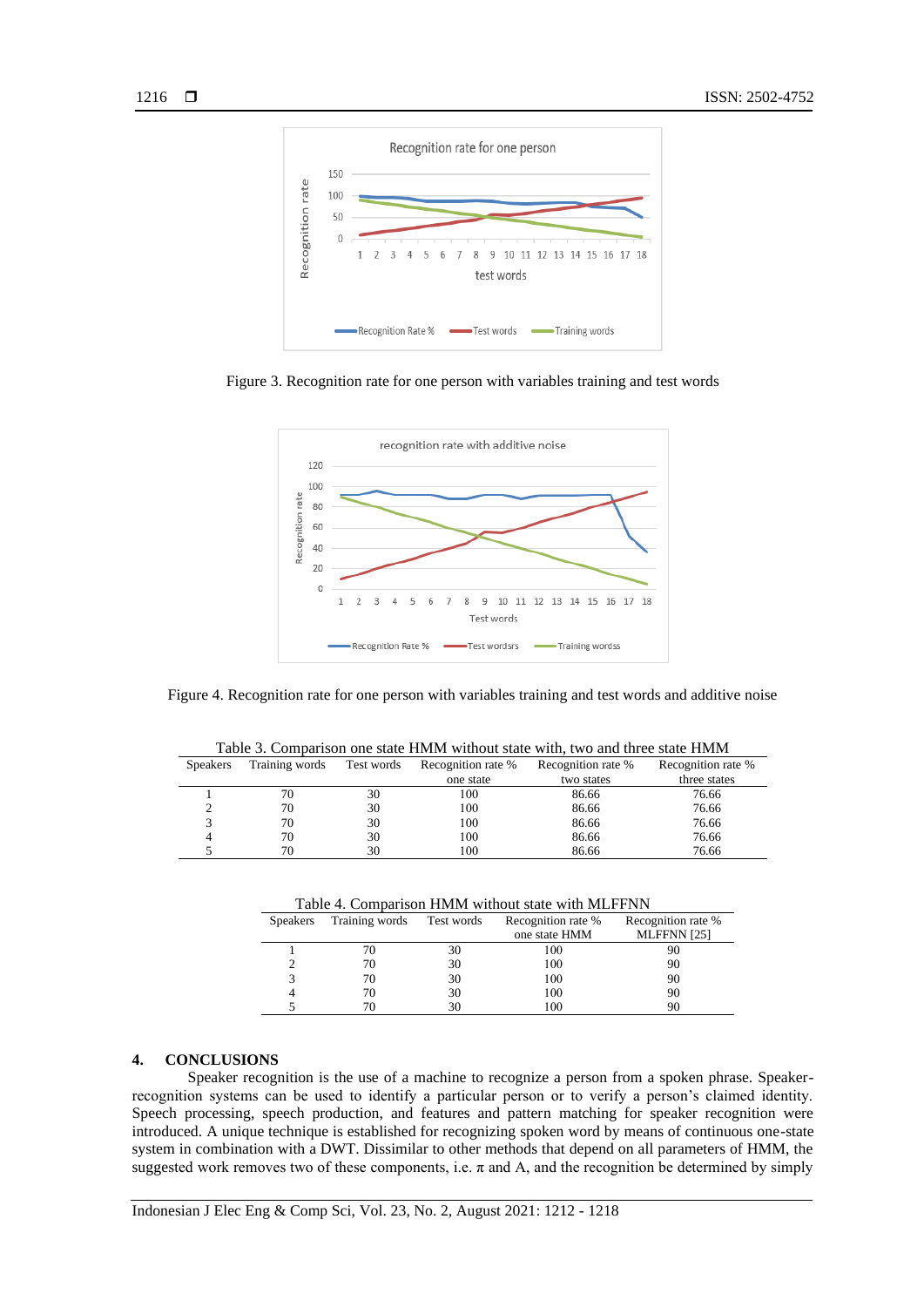Figure 3. Recognition rate for one person with variables training and test words

Figure 4. Recognition rate for one person with variables training and test words and additive noise

Table 3. Comparison one state HMM without state with, two and three state HMM

| Speakers | Training words | Test words | Recognition rate % one state | Recognition rate % two states | Recognition rate % three states |
|---|---|---|---|---|---|
| 1 | 70 | 30 | 100 | 86.66 | 76.66 |
| 2 | 70 | 30 | 100 | 86.66 | 76.66 |
| 3 | 70 | 30 | 100 | 86.66 | 76.66 |
| 4 | 70 | 30 | 100 | 86.66 | 76.66 |
| 5 | 70 | 30 | 100 | 86.66 | 76.66 |

Table 4. Comparison HMM without state with MLFFNN

| Speakers | Training words | Test words | Recognition rate % one state HMM | Recognition rate % MLFFNN [25] |
|---|---|---|---|---|
| 1 | 70 | 30 | 100 | 90 |
| 2 | 70 | 30 | 100 | 90 |
| 3 | 70 | 30 | 100 | 90 |
| 4 | 70 | 30 | 100 | 90 |
| 5 | 70 | 30 | 100 | 90 |

## 4. CONCLUSIONS

Speaker recognition is the use of a machine to recognize a person from a spoken phrase. Speaker-recognition systems can be used to identify a particular person or to verify a person's claimed identity. Speech processing, speech production, and features and pattern matching for speaker recognition were introduced. A unique technique is established for recognizing spoken word by means of continuous one-state system in combination with a DWT. Dissimilar to other methods that depend on all parameters of HMM, the suggested work removes two of these components, i.e. $\pi$ and A, and the recognition be determined by simply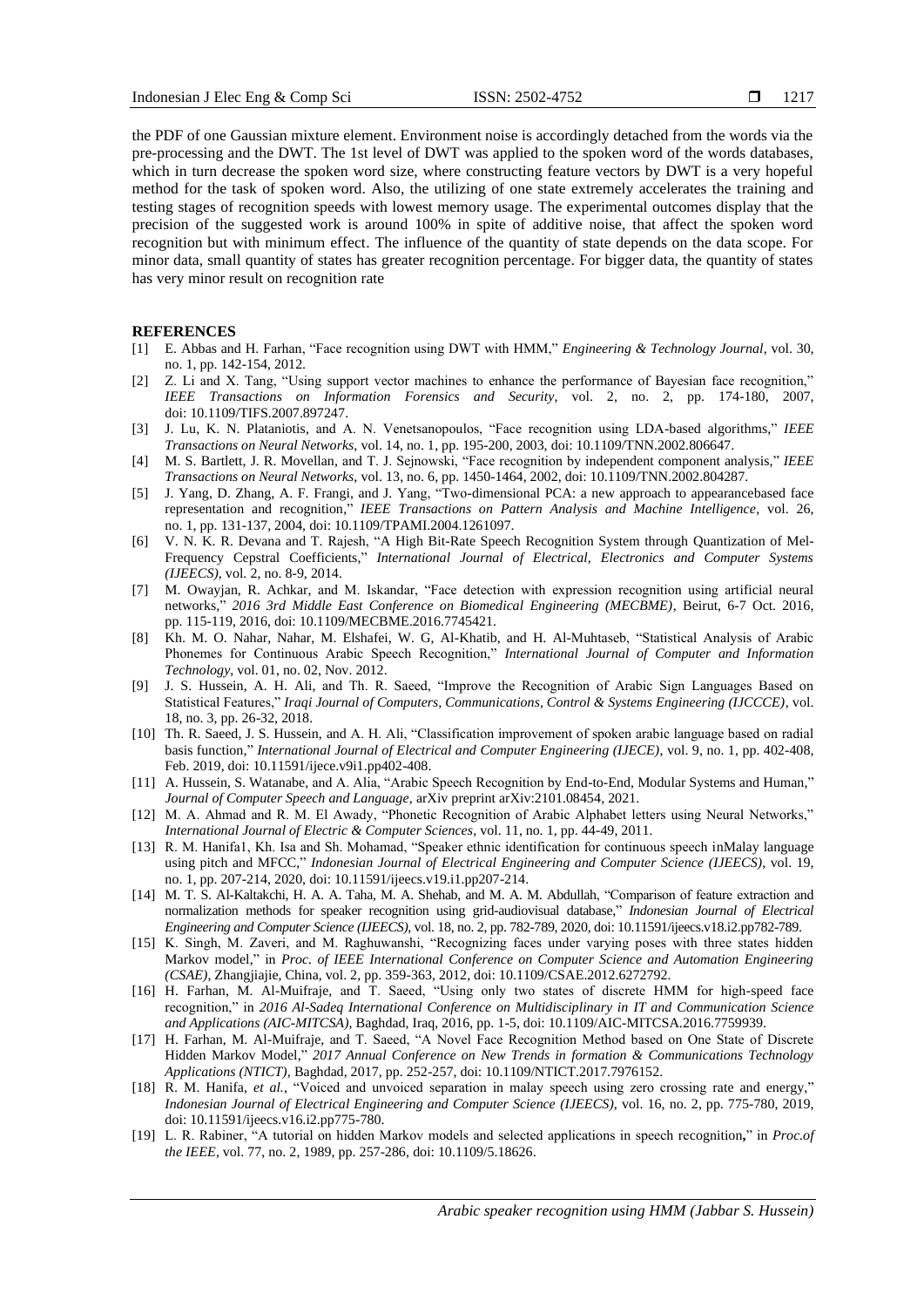the PDF of one Gaussian mixture element. Environment noise is accordingly detached from the words via the pre-processing and the DWT. The 1st level of DWT was applied to the spoken word of the words databases, which in turn decrease the spoken word size, where constructing feature vectors by DWT is a very hopeful method for the task of spoken word. Also, the utilizing of one state extremely accelerates the training and testing stages of recognition speeds with lowest memory usage. The experimental outcomes display that the precision of the suggested work is around 100% in spite of additive noise, that affect the spoken word recognition but with minimum effect. The influence of the quantity of state depends on the data scope. For minor data, small quantity of states has greater recognition percentage. For bigger data, the quantity of states has very minor result on recognition rate

## REFERENCES

[1] E. Abbas and H. Farhan, "Face recognition using DWT with HMM," *Engineering & Technology Journal*, vol. 30, no. 1, pp. 142-154, 2012.

[2] Z. Li and X. Tang, "Using support vector machines to enhance the performance of Bayesian face recognition," *IEEE Transactions on Information Forensics and Security*, vol. 2, no. 2, pp. 174-180, 2007, doi: 10.1109/TIFS.2007.897247.

[3] J. Lu, K. N. Plataniotis, and A. N. Venetsanopoulos, "Face recognition using LDA-based algorithms," *IEEE Transactions on Neural Networks*, vol. 14, no. 1, pp. 195-200, 2003, doi: 10.1109/TNN.2002.806647.

[4] M. S. Bartlett, J. R. Movellan, and T. J. Sejnowski, "Face recognition by independent component analysis," *IEEE Transactions on Neural Networks*, vol. 13, no. 6, pp. 1450-1464, 2002, doi: 10.1109/TNN.2002.804287.

[5] J. Yang, D. Zhang, A. F. Frangi, and J. Yang, "Two-dimensional PCA: a new approach to appearancebased face representation and recognition," *IEEE Transactions on Pattern Analysis and Machine Intelligence*, vol. 26, no. 1, pp. 131-137, 2004, doi: 10.1109/TPAMI.2004.1261097.

[6] V. N. K. R. Devana and T. Rajesh, "A High Bit-Rate Speech Recognition System through Quantization of Mel-Frequency Cepstral Coefficients," *International Journal of Electrical, Electronics and Computer Systems (IJEECS)*, vol. 2, no. 8-9, 2014.

[7] M. Owayjan, R. Achkar, and M. Iskandar, "Face detection with expression recognition using artificial neural networks," *2016 3rd Middle East Conference on Biomedical Engineering (MECBME)*, Beirut, 6-7 Oct. 2016, pp. 115-119, 2016, doi: 10.1109/MECBME.2016.7745421.

[8] Kh. M. O. Nahar, Nahar, M. Elshafei, W. G, Al-Khatib, and H. Al-Muhtaseb, "Statistical Analysis of Arabic Phonemes for Continuous Arabic Speech Recognition," *International Journal of Computer and Information Technology*, vol. 01, no. 02, Nov. 2012.

[9] J. S. Hussein, A. H. Ali, and Th. R. Saeed, "Improve the Recognition of Arabic Sign Languages Based on Statistical Features," *Iraqi Journal of Computers, Communications, Control & Systems Engineering (IJCCCE)*, vol. 18, no. 3, pp. 26-32, 2018.

[10] Th. R. Saeed, J. S. Hussein, and A. H. Ali, "Classification improvement of spoken arabic language based on radial basis function," *International Journal of Electrical and Computer Engineering (IJECE)*, vol. 9, no. 1, pp. 402-408, Feb. 2019, doi: 10.11591/ijece.v9i1.pp402-408.

[11] A. Hussein, S. Watanabe, and A. Alia, "Arabic Speech Recognition by End-to-End, Modular Systems and Human," *Journal of Computer Speech and Language*, arXiv preprint arXiv:2101.08454, 2021.

[12] M. A. Ahmad and R. M. El Awady, "Phonetic Recognition of Arabic Alphabet letters using Neural Networks," *International Journal of Electric & Computer Sciences*, vol. 11, no. 1, pp. 44-49, 2011.

[13] R. M. Hanifa1, Kh. Isa and Sh. Mohamad, "Speaker ethnic identification for continuous speech inMalay language using pitch and MFCC," *Indonesian Journal of Electrical Engineering and Computer Science (IJEECS)*, vol. 19, no. 1, pp. 207-214, 2020, doi: 10.11591/ijeecs.v19.i1.pp207-214.

[14] M. T. S. Al-Kaltakchi, H. A. A. Taha, M. A. Shehab, and M. A. M. Abdullah, "Comparison of feature extraction and normalization methods for speaker recognition using grid-audiovisual database," *Indonesian Journal of Electrical Engineering and Computer Science (IJEECS)*, vol. 18, no. 2, pp. 782-789, 2020, doi: 10.11591/ijeecs.v18.i2.pp782-789.

[15] K. Singh, M. Zaveri, and M. Raghuwanshi, "Recognizing faces under varying poses with three states hidden Markov model," in *Proc. of IEEE International Conference on Computer Science and Automation Engineering (CSAE)*, Zhangjiajie, China, vol. 2, pp. 359-363, 2012, doi: 10.1109/CSAE.2012.6272792.

[16] H. Farhan, M. Al-Muifraje, and T. Saeed, "Using only two states of discrete HMM for high-speed face recognition," in *2016 Al-Sadeq International Conference on Multidisciplinary in IT and Communication Science and Applications (AIC-MITCSA)*, Baghdad, Iraq, 2016, pp. 1-5, doi: 10.1109/AIC-MITCSA.2016.7759939.

[17] H. Farhan, M. Al-Muifraje, and T. Saeed, "A Novel Face Recognition Method based on One State of Discrete Hidden Markov Model," *2017 Annual Conference on New Trends in formation & Communications Technology Applications (NTICT)*, Baghdad, 2017, pp. 252-257, doi: 10.1109/NTICT.2017.7976152.

[18] R. M. Hanifa, *et al.*, "Voiced and unvoiced separation in malay speech using zero crossing rate and energy," *Indonesian Journal of Electrical Engineering and Computer Science (IJEECS)*, vol. 16, no. 2, pp. 775-780, 2019, doi: 10.11591/ijeecs.v16.i2.pp775-780.

[19] L. R. Rabiner, "A tutorial on hidden Markov models and selected applications in speech recognition," in *Proc.of the IEEE*, vol. 77, no. 2, 1989, pp. 257-286, doi: 10.1109/5.18626.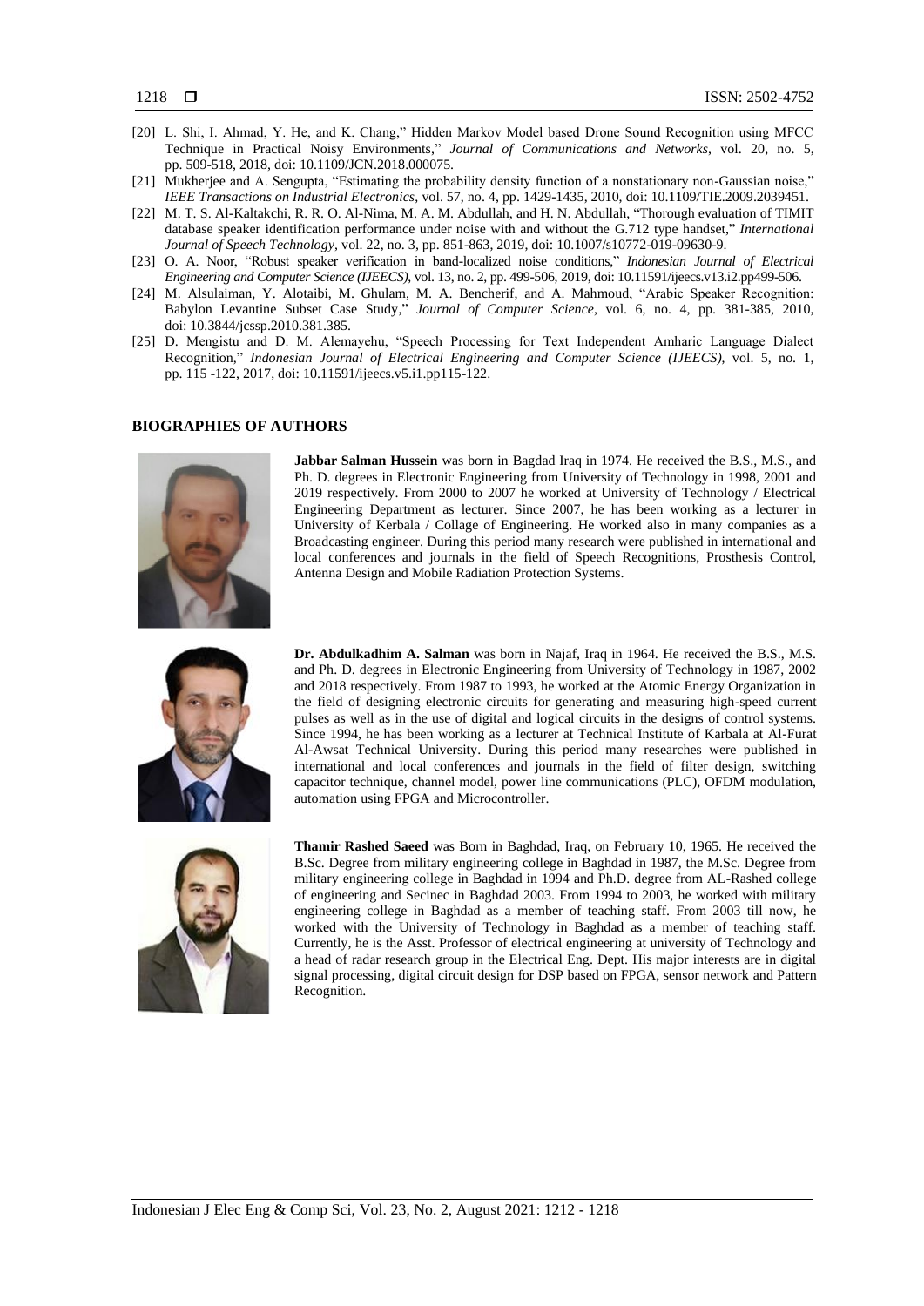[20] L. Shi, I. Ahmad, Y. He, and K. Chang," Hidden Markov Model based Drone Sound Recognition using MFCC Technique in Practical Noisy Environments," *Journal of Communications and Networks*, vol. 20, no. 5, pp. 509-518, 2018, doi: 10.1109/JCN.2018.000075.

[21] Mukherjee and A. Sengupta, "Estimating the probability density function of a nonstationary non-Gaussian noise," *IEEE Transactions on Industrial Electronics*, vol. 57, no. 4, pp. 1429-1435, 2010, doi: 10.1109/TIE.2009.2039451.

[22] M. T. S. Al-Kaltakchi, R. R. O. Al-Nima, M. A. M. Abdullah, and H. N. Abdullah, "Thorough evaluation of TIMIT database speaker identification performance under noise with and without the G.712 type handset," *International Journal of Speech Technology*, vol. 22, no. 3, pp. 851-863, 2019, doi: 10.1007/s10772-019-09630-9.

[23] O. A. Noor, "Robust speaker verification in band-localized noise conditions," *Indonesian Journal of Electrical Engineering and Computer Science (IJEECS)*, vol. 13, no. 2, pp. 499-506, 2019, doi: 10.11591/ijeecs.v13.i2.pp499-506.

[24] M. Alsulaiman, Y. Alotaibi, M. Ghulam, M. A. Bencherif, and A. Mahmoud, "Arabic Speaker Recognition: Babylon Levantine Subset Case Study," *Journal of Computer Science*, vol. 6, no. 4, pp. 381-385, 2010, doi: 10.3844/jcssp.2010.381.385.

[25] D. Mengistu and D. M. Alemayehu, "Speech Processing for Text Independent Amharic Language Dialect Recognition," *Indonesian Journal of Electrical Engineering and Computer Science (IJEECS)*, vol. 5, no. 1, pp. 115 -122, 2017, doi: 10.11591/ijeecs.v5.i1.pp115-122.

## BIOGRAPHIES OF AUTHORS

**Jabbar Salman Hussein** was born in Bagdad Iraq in 1974. He received the B.S., M.S., and Ph. D. degrees in Electronic Engineering from University of Technology in 1998, 2001 and 2019 respectively. From 2000 to 2007 he worked at University of Technology / Electrical Engineering Department as lecturer. Since 2007, he has been working as a lecturer in University of Kerbala / Collage of Engineering. He worked also in many companies as a Broadcasting engineer. During this period many research were published in international and local conferences and journals in the field of Speech Recognitions, Prosthesis Control, Antenna Design and Mobile Radiation Protection Systems.

**Dr. Abdulkadhim A. Salman** was born in Najaf, Iraq in 1964. He received the B.S., M.S. and Ph. D. degrees in Electronic Engineering from University of Technology in 1987, 2002 and 2018 respectively. From 1987 to 1993, he worked at the Atomic Energy Organization in the field of designing electronic circuits for generating and measuring high-speed current pulses as well as in the use of digital and logical circuits in the designs of control systems. Since 1994, he has been working as a lecturer at Technical Institute of Karbala at Al-Furat Al-Awsat Technical University. During this period many researches were published in international and local conferences and journals in the field of filter design, switching capacitor technique, channel model, power line communications (PLC), OFDM modulation, automation using FPGA and Microcontroller.

**Thamir Rashed Saeed** was Born in Baghdad, Iraq, on February 10, 1965. He received the B.Sc. Degree from military engineering college in Baghdad in 1987, the M.Sc. Degree from military engineering college in Baghdad in 1994 and Ph.D. degree from AL-Rashed college of engineering and Secinec in Baghdad 2003. From 1994 to 2003, he worked with military engineering college in Baghdad as a member of teaching staff. From 2003 till now, he worked with the University of Technology in Baghdad as a member of teaching staff. Currently, he is the Asst. Professor of electrical engineering at university of Technology and a head of radar research group in the Electrical Eng. Dept. His major interests are in digital signal processing, digital circuit design for DSP based on FPGA, sensor network and Pattern Recognition.